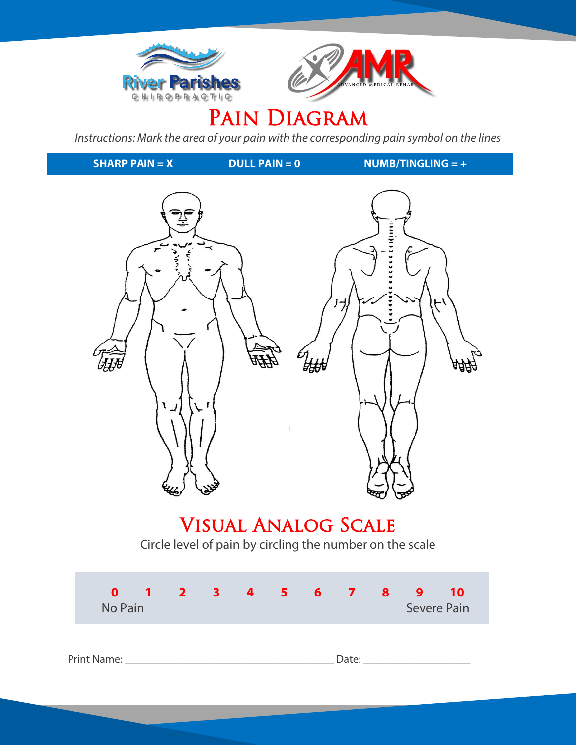River Parishes CHIROPRACTIC

AMR ADVANCED MEDICAL REHAB

# Pain Diagram

*Instructions: Mark the area of your pain with the corresponding pain symbol on the lines*

| SHARP PAIN = X | DULL PAIN = 0 | NUMB/TINGLING = + |
| --- | --- | --- |

# Visual Analog Scale

Circle level of pain by circling the number on the scale

| 0 | 1 | 2 | 3 | 4 | 5 | 6 | 7 | 8 | 9 | 10 |
| --- | --- | --- | --- | --- | --- | --- | --- | --- | --- | --- |
| No Pain | | | | | | | | | | Severe Pain |

Print Name: ______________________________________ Date: ___________________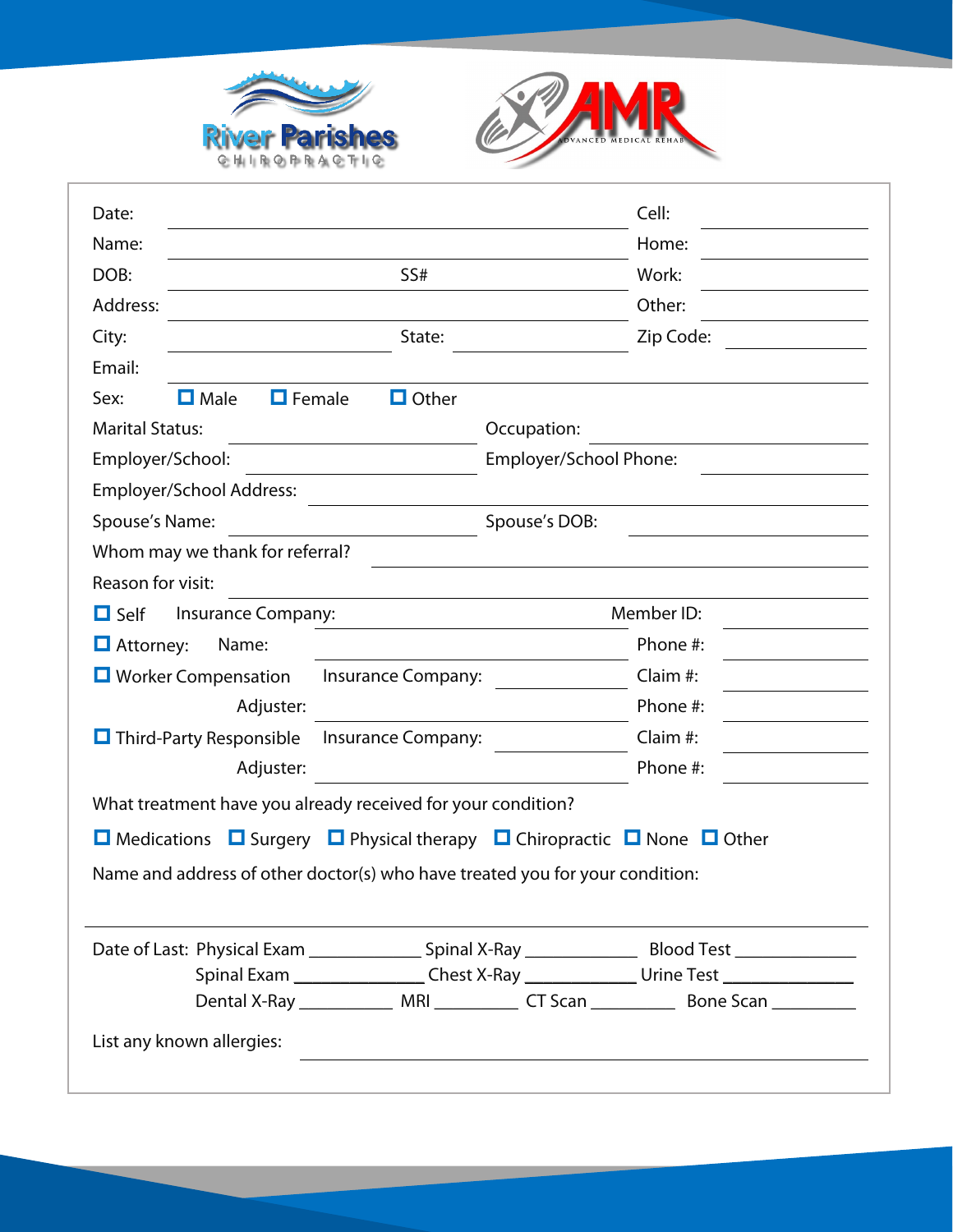River Parishes CHIROPRACTIC

AMR ADVANCED MEDICAL REHAB

Date: ______________________________ Cell: ____________

Name: ______________________________ Home: ____________

DOB: ______________ SS# ______________ Work: ____________

Address: ______________________________ Other: ____________

City: ______________ State: ______________ Zip Code: ____________

Email: ______________________________________________

Sex: ☐ Male ☐ Female ☐ Other

Marital Status: ______________ Occupation: ______________

Employer/School: ______________ Employer/School Phone: ____________

Employer/School Address: ______________________________________

Spouse's Name: ______________ Spouse's DOB: ______________

Whom may we thank for referral? ______________________________

Reason for visit: ______________________________________________

☐ Self Insurance Company: ______________ Member ID: ____________

☐ Attorney: Name: ______________ Phone #: ____________

☐ Worker Compensation Insurance Company: ______________ Claim #: ____________

Adjuster: ______________ Phone #: ____________

☐ Third-Party Responsible Insurance Company: ______________ Claim #: ____________

Adjuster: ______________ Phone #: ____________

What treatment have you already received for your condition?

☐ Medications ☐ Surgery ☐ Physical therapy ☐ Chiropractic ☐ None ☐ Other

Name and address of other doctor(s) who have treated you for your condition:

______________________________________________________________

Date of Last: Physical Exam ____________ Spinal X-Ray ____________ Blood Test ____________

Spinal Exam ____________ Chest X-Ray ____________ Urine Test ____________

Dental X-Ray ____________ MRI ____________ CT Scan ____________ Bone Scan ____________

List any known allergies: ______________________________________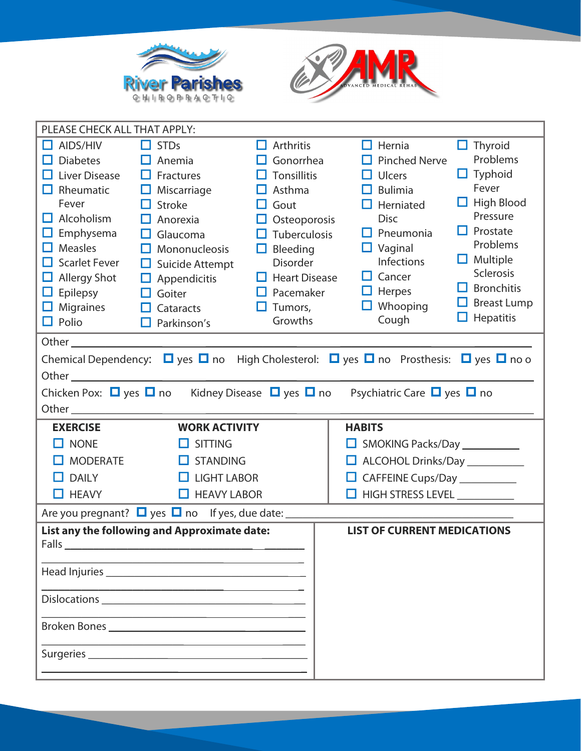River Parishes CHIROPRACTIC

AMR ADVANCED MEDICAL REHAB

PLEASE CHECK ALL THAT APPLY:

| | | | | |
|---|---|---|---|---|
| ☐ AIDS/HIV | ☐ STDs | ☐ Arthritis | ☐ Hernia | ☐ Thyroid Problems |
| ☐ Diabetes | ☐ Anemia | ☐ Gonorrhea | ☐ Pinched Nerve | ☐ Typhoid Fever |
| ☐ Liver Disease | ☐ Fractures | ☐ Tonsillitis | ☐ Ulcers | ☐ High Blood Pressure |
| ☐ Rheumatic Fever | ☐ Miscarriage | ☐ Asthma | ☐ Bulimia | ☐ Prostate Problems |
| ☐ Alcoholism | ☐ Stroke | ☐ Gout | ☐ Herniated Disc | ☐ Multiple Sclerosis |
| ☐ Emphysema | ☐ Anorexia | ☐ Osteoporosis | ☐ Pneumonia | ☐ Bronchitis |
| ☐ Measles | ☐ Glaucoma | ☐ Tuberculosis | ☐ Vaginal Infections | ☐ Breast Lump |
| ☐ Scarlet Fever | ☐ Mononucleosis | ☐ Bleeding Disorder | ☐ Cancer | ☐ Hepatitis |
| ☐ Allergy Shot | ☐ Suicide Attempt | ☐ Heart Disease | ☐ Herpes | |
| ☐ Epilepsy | ☐ Appendicitis | ☐ Pacemaker | ☐ Whooping Cough | |
| ☐ Migraines | ☐ Goiter | ☐ Tumors, Growths | | |
| ☐ Polio | ☐ Cataracts | | | |
| | ☐ Parkinson's | | | |

Other ________________________________________________

Chemical Dependency: ☐ yes ☐ no    High Cholesterol: ☐ yes ☐ no    Prosthesis: ☐ yes ☐ no o

Other ________________________________________________

Chicken Pox: ☐ yes ☐ no    Kidney Disease ☐ yes ☐ no    Psychiatric Care ☐ yes ☐ no

Other ________________________________________________

| **EXERCISE** | **WORK ACTIVITY** | **HABITS** |
|---|---|---|
| ☐ NONE | ☐ SITTING | ☐ SMOKING Packs/Day ________ |
| ☐ MODERATE | ☐ STANDING | ☐ ALCOHOL Drinks/Day ________ |
| ☐ DAILY | ☐ LIGHT LABOR | ☐ CAFFEINE Cups/Day ________ |
| ☐ HEAVY | ☐ HEAVY LABOR | ☐ HIGH STRESS LEVEL ________ |

Are you pregnant? ☐ yes ☐ no    If yes, due date: ______________________

| **List any the following and Approximate date:** | **LIST OF CURRENT MEDICATIONS** |
|---|---|
| Falls ______________________________ | |
| Head Injuries ______________________________ | |
| Dislocations ______________________________ | |
| Broken Bones ______________________________ | |
| Surgeries ______________________________ | |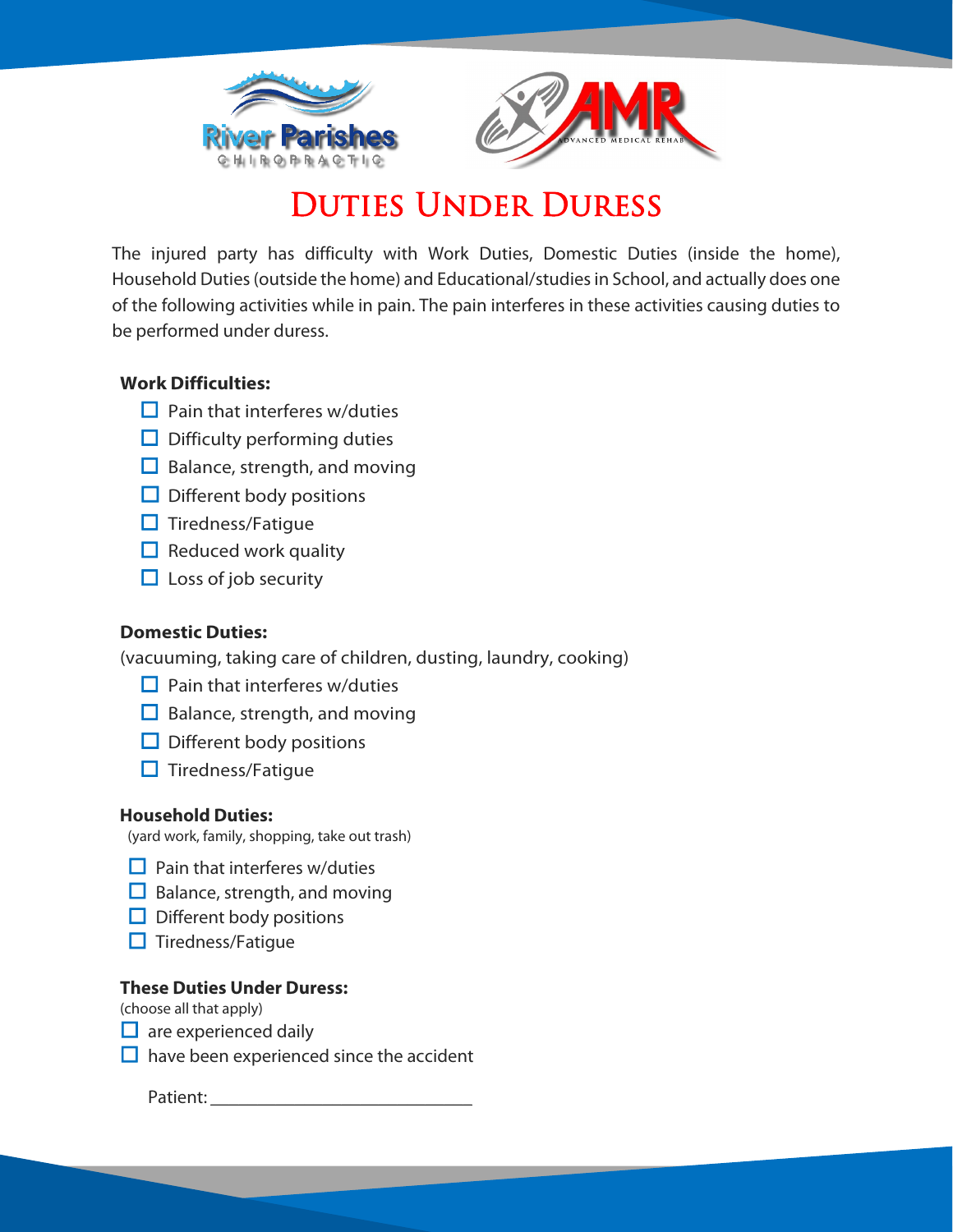# Duties Under Duress

The injured party has difficulty with Work Duties, Domestic Duties (inside the home), Household Duties (outside the home) and Educational/studies in School, and actually does one of the following activities while in pain. The pain interferes in these activities causing duties to be performed under duress.

**Work Difficulties:**

- ☐ Pain that interferes w/duties
- ☐ Difficulty performing duties
- ☐ Balance, strength, and moving
- ☐ Different body positions
- ☐ Tiredness/Fatigue
- ☐ Reduced work quality
- ☐ Loss of job security

**Domestic Duties:**

(vacuuming, taking care of children, dusting, laundry, cooking)

- ☐ Pain that interferes w/duties
- ☐ Balance, strength, and moving
- ☐ Different body positions
- ☐ Tiredness/Fatigue

**Household Duties:**

(yard work, family, shopping, take out trash)

- ☐ Pain that interferes w/duties
- ☐ Balance, strength, and moving
- ☐ Different body positions
- ☐ Tiredness/Fatigue

**These Duties Under Duress:**

(choose all that apply)

- ☐ are experienced daily
- ☐ have been experienced since the accident

Patient: ______________________________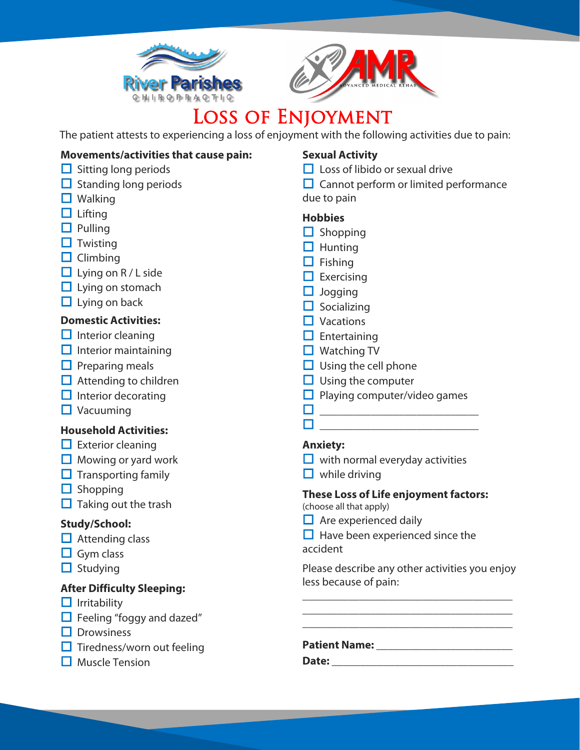River Parishes CHIROPRACTIC

AMR ADVANCED MEDICAL REHAB

# Loss of Enjoyment

The patient attests to experiencing a loss of enjoyment with the following activities due to pain:

**Movements/activities that cause pain:**

- ☐ Sitting long periods
- ☐ Standing long periods
- ☐ Walking
- ☐ Lifting
- ☐ Pulling
- ☐ Twisting
- ☐ Climbing
- ☐ Lying on R / L side
- ☐ Lying on stomach
- ☐ Lying on back

**Domestic Activities:**

- ☐ Interior cleaning
- ☐ Interior maintaining
- ☐ Preparing meals
- ☐ Attending to children
- ☐ Interior decorating
- ☐ Vacuuming

**Household Activities:**

- ☐ Exterior cleaning
- ☐ Mowing or yard work
- ☐ Transporting family
- ☐ Shopping
- ☐ Taking out the trash

**Study/School:**

- ☐ Attending class
- ☐ Gym class
- ☐ Studying

**After Difficulty Sleeping:**

- ☐ Irritability
- ☐ Feeling "foggy and dazed"
- ☐ Drowsiness
- ☐ Tiredness/worn out feeling
- ☐ Muscle Tension

**Sexual Activity**

- ☐ Loss of libido or sexual drive
- ☐ Cannot perform or limited performance due to pain

**Hobbies**

- ☐ Shopping
- ☐ Hunting
- ☐ Fishing
- ☐ Exercising
- ☐ Jogging
- ☐ Socializing
- ☐ Vacations
- ☐ Entertaining
- ☐ Watching TV
- ☐ Using the cell phone
- ☐ Using the computer
- ☐ Playing computer/video games
- ☐ ___________________________
- ☐ ___________________________

**Anxiety:**

- ☐ with normal everyday activities
- ☐ while driving

**These Loss of Life enjoyment factors:**
(choose all that apply)

- ☐ Are experienced daily
- ☐ Have been experienced since the accident

Please describe any other activities you enjoy less because of pain:

_____________________________________

_____________________________________

_____________________________________

**Patient Name:** ______________________

**Date:** ______________________________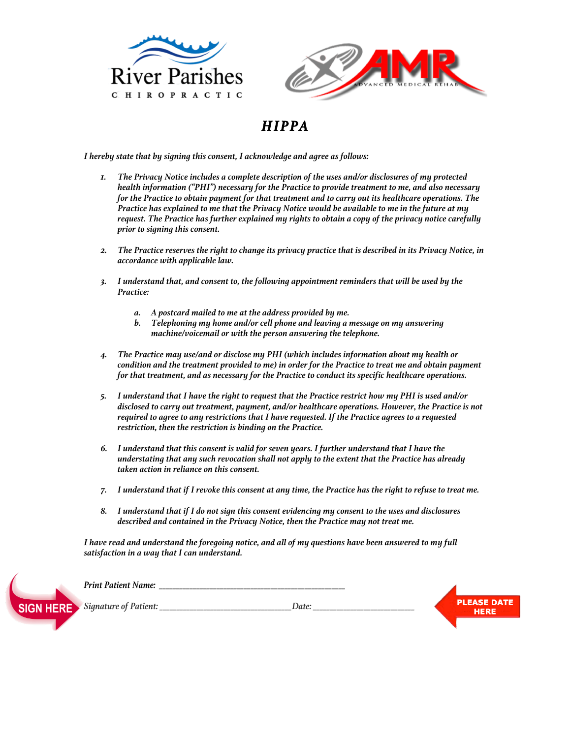River Parishes CHIROPRACTIC

AMR ADVANCED MEDICAL REHAB

# *HIPPA*

*I hereby state that by signing this consent, I acknowledge and agree as follows:*

1. *The Privacy Notice includes a complete description of the uses and/or disclosures of my protected health information ("PHI") necessary for the Practice to provide treatment to me, and also necessary for the Practice to obtain payment for that treatment and to carry out its healthcare operations. The Practice has explained to me that the Privacy Notice would be available to me in the future at my request. The Practice has further explained my rights to obtain a copy of the privacy notice carefully prior to signing this consent.*

2. *The Practice reserves the right to change its privacy practice that is described in its Privacy Notice, in accordance with applicable law.*

3. *I understand that, and consent to, the following appointment reminders that will be used by the Practice:*

   a. *A postcard mailed to me at the address provided by me.*
   b. *Telephoning my home and/or cell phone and leaving a message on my answering machine/voicemail or with the person answering the telephone.*

4. *The Practice may use/and or disclose my PHI (which includes information about my health or condition and the treatment provided to me) in order for the Practice to treat me and obtain payment for that treatment, and as necessary for the Practice to conduct its specific healthcare operations.*

5. *I understand that I have the right to request that the Practice restrict how my PHI is used and/or disclosed to carry out treatment, payment, and/or healthcare operations. However, the Practice is not required to agree to any restrictions that I have requested. If the Practice agrees to a requested restriction, then the restriction is binding on the Practice.*

6. *I understand that this consent is valid for seven years. I further understand that I have the understating that any such revocation shall not apply to the extent that the Practice has already taken action in reliance on this consent.*

7. *I understand that if I revoke this consent at any time, the Practice has the right to refuse to treat me.*

8. *I understand that if I do not sign this consent evidencing my consent to the uses and disclosures described and contained in the Privacy Notice, then the Practice may not treat me.*

*I have read and understand the foregoing notice, and all of my questions have been answered to my full satisfaction in a way that I can understand.*

*Print Patient Name:* ____________________________________________

SIGN HERE *Signature of Patient:* ______________________________ *Date:* ________________________ PLEASE DATE HERE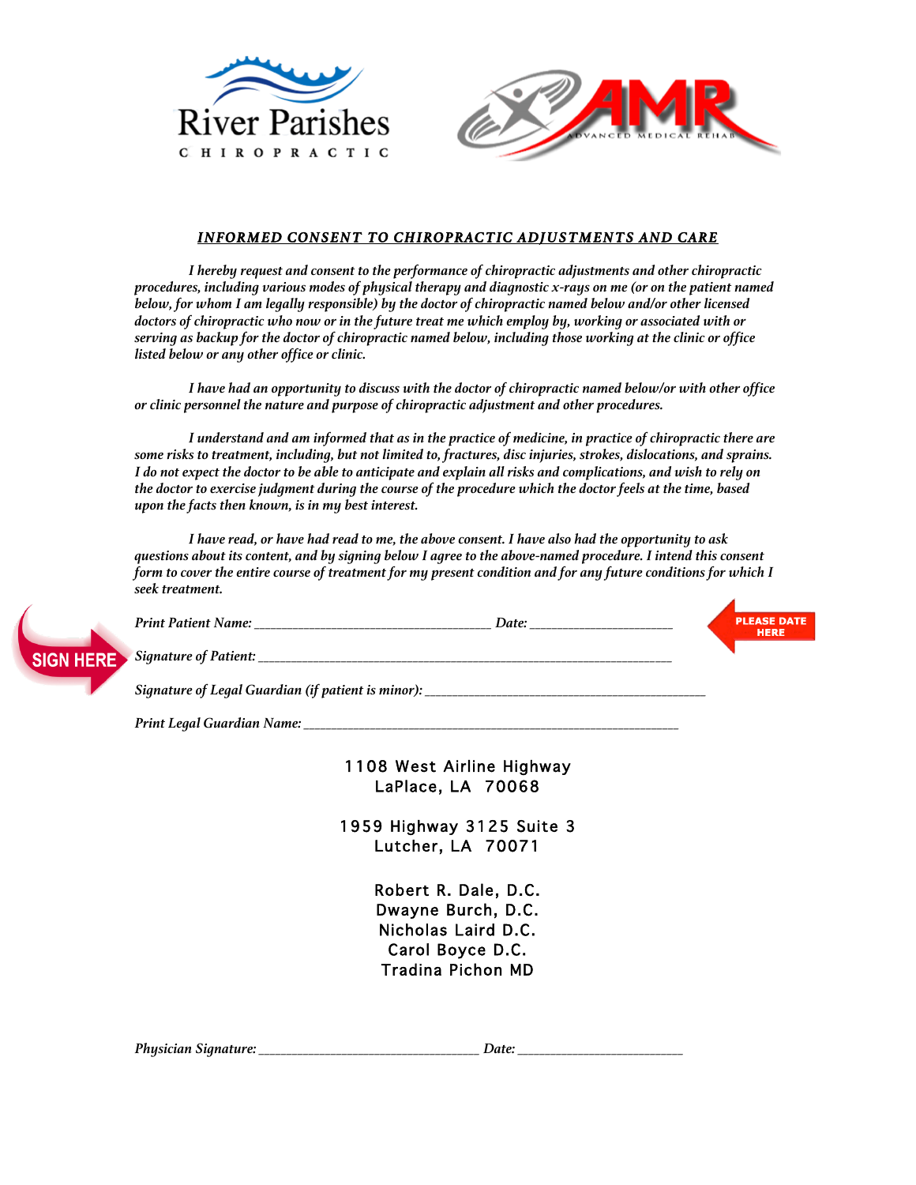River Parishes

CHIROPRACTIC

AMR

ADVANCED MEDICAL REHAB

## ***INFORMED CONSENT TO CHIROPRACTIC ADJUSTMENTS AND CARE***

*I hereby request and consent to the performance of chiropractic adjustments and other chiropractic procedures, including various modes of physical therapy and diagnostic x-rays on me (or on the patient named below, for whom I am legally responsible) by the doctor of chiropractic named below and/or other licensed doctors of chiropractic who now or in the future treat me which employ by, working or associated with or serving as backup for the doctor of chiropractic named below, including those working at the clinic or office listed below or any other office or clinic.*

*I have had an opportunity to discuss with the doctor of chiropractic named below/or with other office or clinic personnel the nature and purpose of chiropractic adjustment and other procedures.*

*I understand and am informed that as in the practice of medicine, in practice of chiropractic there are some risks to treatment, including, but not limited to, fractures, disc injuries, strokes, dislocations, and sprains. I do not expect the doctor to be able to anticipate and explain all risks and complications, and wish to rely on the doctor to exercise judgment during the course of the procedure which the doctor feels at the time, based upon the facts then known, is in my best interest.*

*I have read, or have had read to me, the above consent. I have also had the opportunity to ask questions about its content, and by signing below I agree to the above-named procedure. I intend this consent form to cover the entire course of treatment for my present condition and for any future conditions for which I seek treatment.*

*Print Patient Name:* ___________________________________ *Date:* _____________________ PLEASE DATE HERE

SIGN HERE *Signature of Patient:* ______________________________________________________________

*Signature of Legal Guardian (if patient is minor):* __________________________________________

*Print Legal Guardian Name:* _______________________________________________________

1108 West Airline Highway
LaPlace, LA 70068

1959 Highway 3125 Suite 3
Lutcher, LA 70071

Robert R. Dale, D.C.
Dwayne Burch, D.C.
Nicholas Laird D.C.
Carol Boyce D.C.
Tradina Pichon MD

*Physician Signature:* ________________________________ *Date:* ________________________